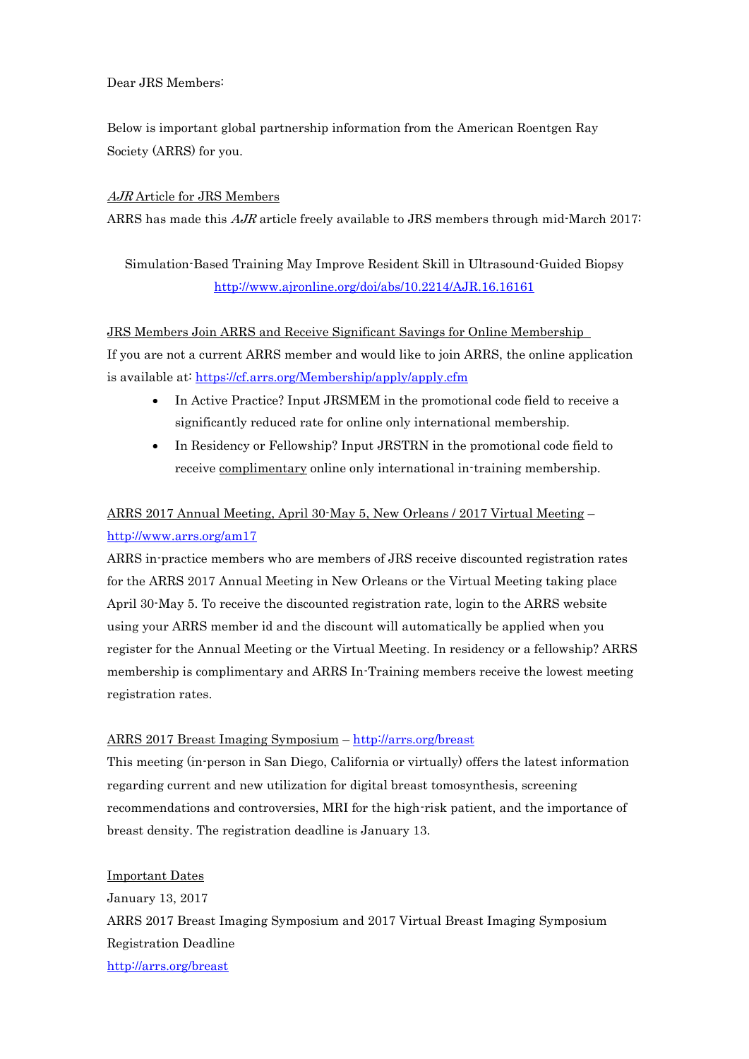Dear JRS Members:

Below is important global partnership information from the American Roentgen Ray Society (ARRS) for you.

*AJR* Article for JRS Members

ARRS has made this *AJR* article freely available to JRS members through mid-March 2017:

Simulation-Based Training May Improve Resident Skill in Ultrasound-Guided Biopsy
http://www.ajronline.org/doi/abs/10.2214/AJR.16.16161

JRS Members Join ARRS and Receive Significant Savings for Online Membership

If you are not a current ARRS member and would like to join ARRS, the online application is available at: https://cf.arrs.org/Membership/apply/apply.cfm

- In Active Practice? Input JRSMEM in the promotional code field to receive a significantly reduced rate for online only international membership.
- In Residency or Fellowship? Input JRSTRN in the promotional code field to receive complimentary online only international in-training membership.

ARRS 2017 Annual Meeting, April 30-May 5, New Orleans / 2017 Virtual Meeting – http://www.arrs.org/am17

ARRS in-practice members who are members of JRS receive discounted registration rates for the ARRS 2017 Annual Meeting in New Orleans or the Virtual Meeting taking place April 30-May 5. To receive the discounted registration rate, login to the ARRS website using your ARRS member id and the discount will automatically be applied when you register for the Annual Meeting or the Virtual Meeting. In residency or a fellowship? ARRS membership is complimentary and ARRS In-Training members receive the lowest meeting registration rates.

ARRS 2017 Breast Imaging Symposium – http://arrs.org/breast

This meeting (in-person in San Diego, California or virtually) offers the latest information regarding current and new utilization for digital breast tomosynthesis, screening recommendations and controversies, MRI for the high-risk patient, and the importance of breast density. The registration deadline is January 13.

Important Dates

January 13, 2017
ARRS 2017 Breast Imaging Symposium and 2017 Virtual Breast Imaging Symposium Registration Deadline
http://arrs.org/breast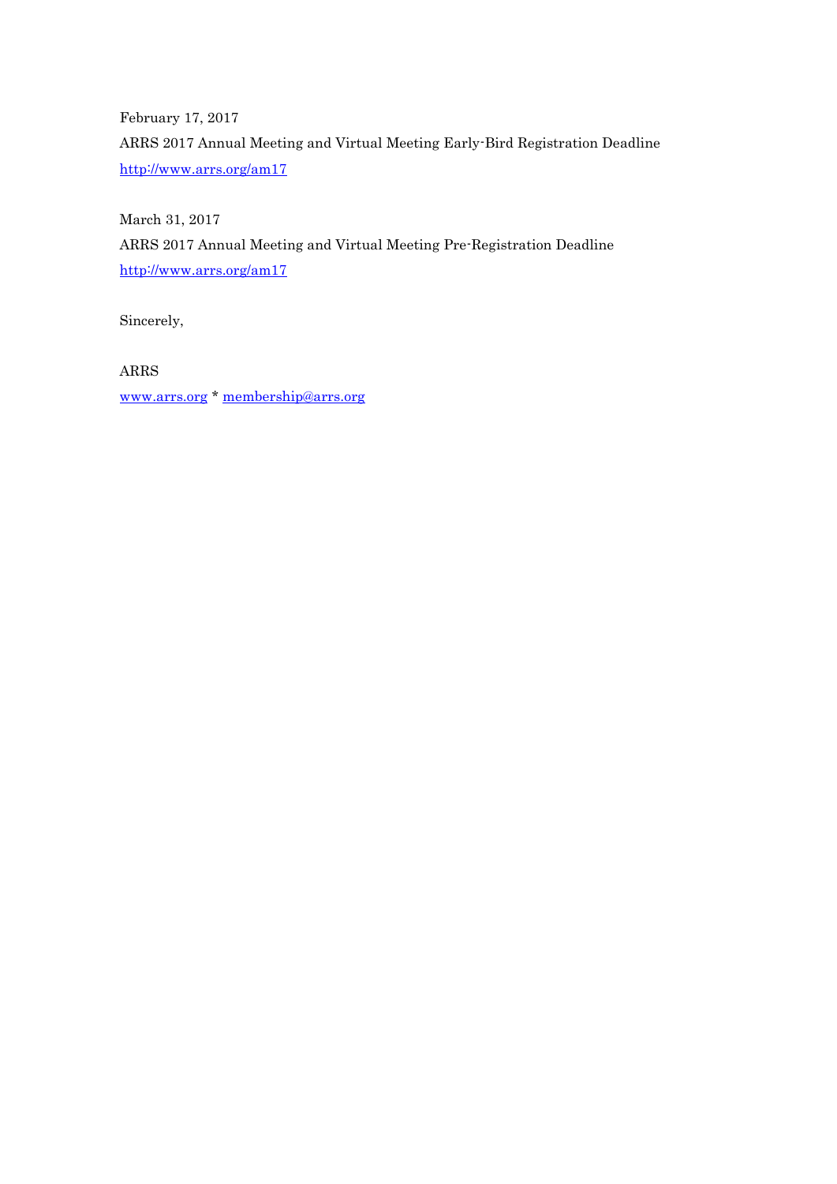February 17, 2017

ARRS 2017 Annual Meeting and Virtual Meeting Early-Bird Registration Deadline

http://www.arrs.org/am17

March 31, 2017

ARRS 2017 Annual Meeting and Virtual Meeting Pre-Registration Deadline

http://www.arrs.org/am17

Sincerely,

ARRS

www.arrs.org * membership@arrs.org